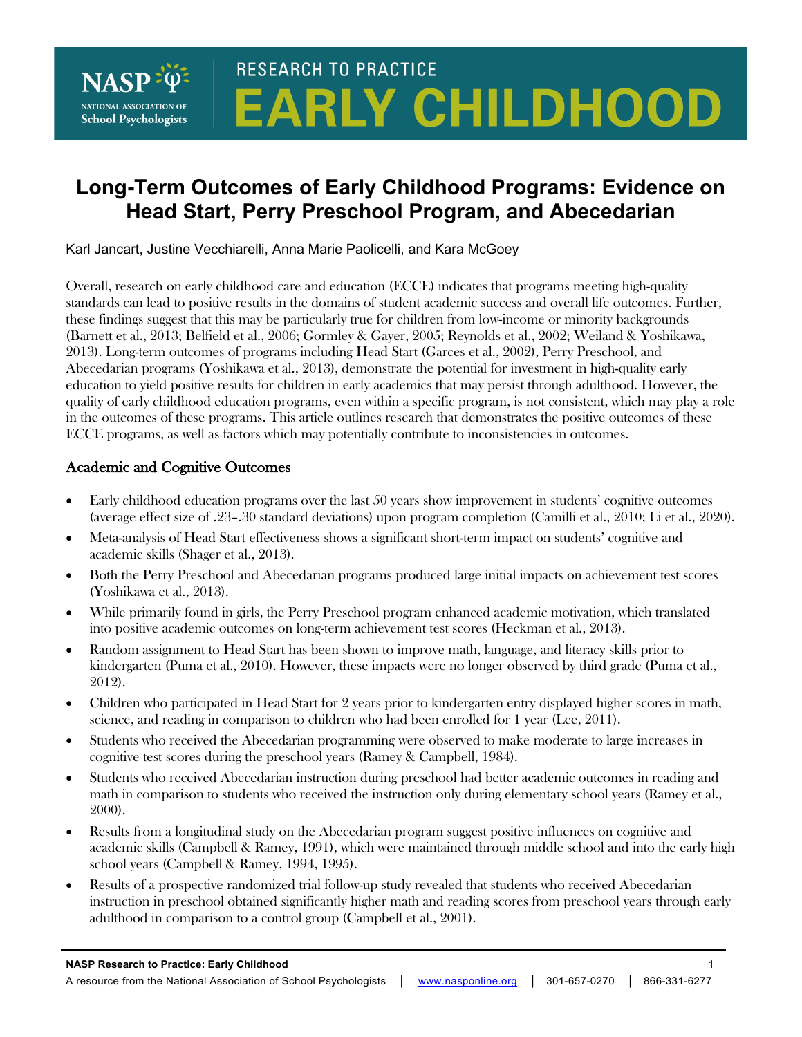RESEARCH TO PRACTICE

# EARLY CHILDHOOD

## Long-Term Outcomes of Early Childhood Programs: Evidence on Head Start, Perry Preschool Program, and Abecedarian

Karl Jancart, Justine Vecchiarelli, Anna Marie Paolicelli, and Kara McGoey

Overall, research on early childhood care and education (ECCE) indicates that programs meeting high-quality standards can lead to positive results in the domains of student academic success and overall life outcomes. Further, these findings suggest that this may be particularly true for children from low-income or minority backgrounds (Barnett et al., 2013; Belfield et al., 2006; Gormley & Gayer, 2005; Reynolds et al., 2002; Weiland & Yoshikawa, 2013). Long-term outcomes of programs including Head Start (Garces et al., 2002), Perry Preschool, and Abecedarian programs (Yoshikawa et al., 2013), demonstrate the potential for investment in high-quality early education to yield positive results for children in early academics that may persist through adulthood. However, the quality of early childhood education programs, even within a specific program, is not consistent, which may play a role in the outcomes of these programs. This article outlines research that demonstrates the positive outcomes of these ECCE programs, as well as factors which may potentially contribute to inconsistencies in outcomes.

### Academic and Cognitive Outcomes

- Early childhood education programs over the last 50 years show improvement in students' cognitive outcomes (average effect size of .23–.30 standard deviations) upon program completion (Camilli et al., 2010; Li et al., 2020).
- Meta-analysis of Head Start effectiveness shows a significant short-term impact on students' cognitive and academic skills (Shager et al., 2013).
- Both the Perry Preschool and Abecedarian programs produced large initial impacts on achievement test scores (Yoshikawa et al., 2013).
- While primarily found in girls, the Perry Preschool program enhanced academic motivation, which translated into positive academic outcomes on long-term achievement test scores (Heckman et al., 2013).
- Random assignment to Head Start has been shown to improve math, language, and literacy skills prior to kindergarten (Puma et al., 2010). However, these impacts were no longer observed by third grade (Puma et al., 2012).
- Children who participated in Head Start for 2 years prior to kindergarten entry displayed higher scores in math, science, and reading in comparison to children who had been enrolled for 1 year (Lee, 2011).
- Students who received the Abecedarian programming were observed to make moderate to large increases in cognitive test scores during the preschool years (Ramey & Campbell, 1984).
- Students who received Abecedarian instruction during preschool had better academic outcomes in reading and math in comparison to students who received the instruction only during elementary school years (Ramey et al., 2000).
- Results from a longitudinal study on the Abecedarian program suggest positive influences on cognitive and academic skills (Campbell & Ramey, 1991), which were maintained through middle school and into the early high school years (Campbell & Ramey, 1994, 1995).
- Results of a prospective randomized trial follow-up study revealed that students who received Abecedarian instruction in preschool obtained significantly higher math and reading scores from preschool years through early adulthood in comparison to a control group (Campbell et al., 2001).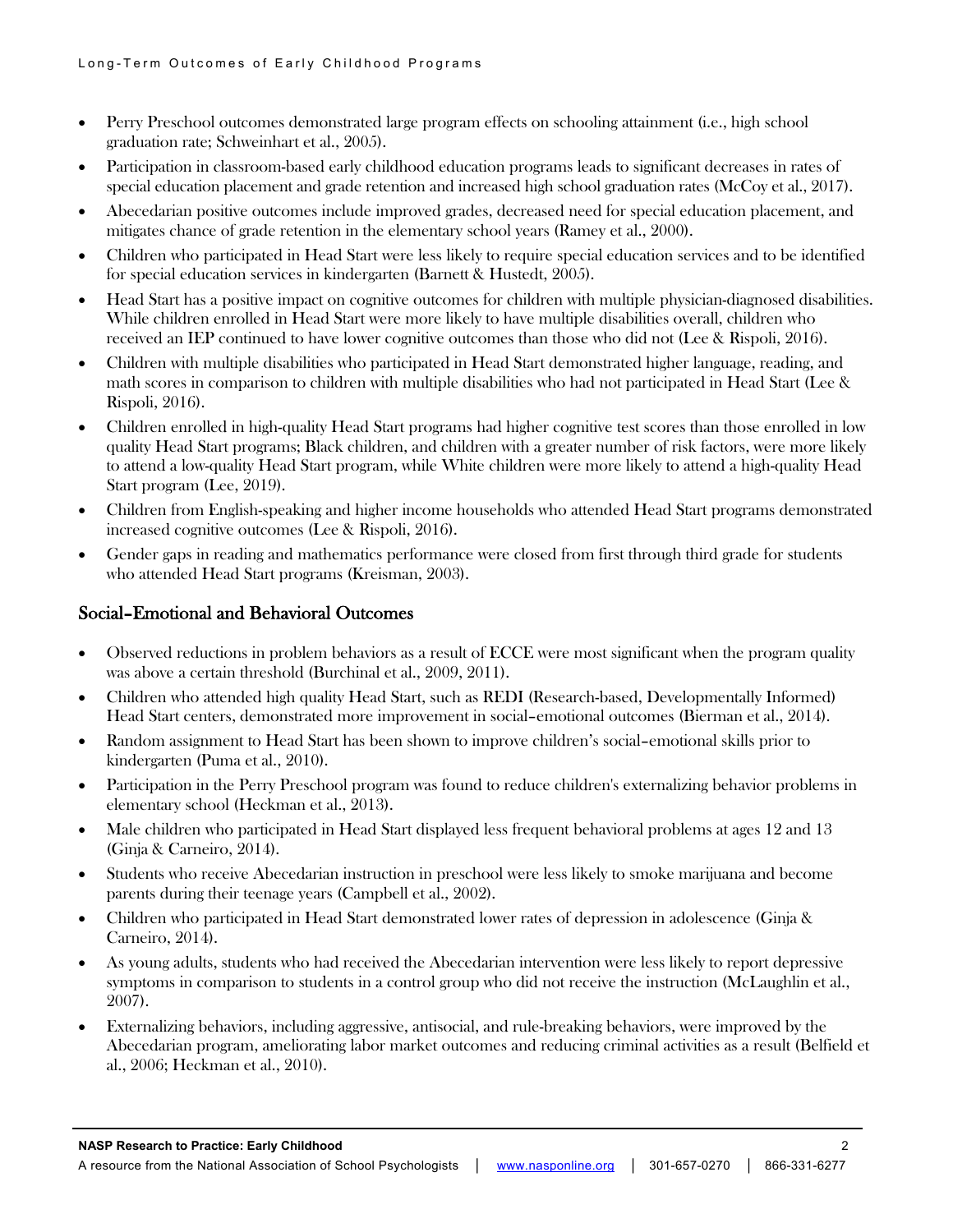- Perry Preschool outcomes demonstrated large program effects on schooling attainment (i.e., high school graduation rate; Schweinhart et al., 2005).
- Participation in classroom-based early childhood education programs leads to significant decreases in rates of special education placement and grade retention and increased high school graduation rates (McCoy et al., 2017).
- Abecedarian positive outcomes include improved grades, decreased need for special education placement, and mitigates chance of grade retention in the elementary school years (Ramey et al., 2000).
- Children who participated in Head Start were less likely to require special education services and to be identified for special education services in kindergarten (Barnett & Hustedt, 2005).
- Head Start has a positive impact on cognitive outcomes for children with multiple physician-diagnosed disabilities. While children enrolled in Head Start were more likely to have multiple disabilities overall, children who received an IEP continued to have lower cognitive outcomes than those who did not (Lee & Rispoli, 2016).
- Children with multiple disabilities who participated in Head Start demonstrated higher language, reading, and math scores in comparison to children with multiple disabilities who had not participated in Head Start (Lee & Rispoli, 2016).
- Children enrolled in high-quality Head Start programs had higher cognitive test scores than those enrolled in low quality Head Start programs; Black children, and children with a greater number of risk factors, were more likely to attend a low-quality Head Start program, while White children were more likely to attend a high-quality Head Start program (Lee, 2019).
- Children from English-speaking and higher income households who attended Head Start programs demonstrated increased cognitive outcomes (Lee & Rispoli, 2016).
- Gender gaps in reading and mathematics performance were closed from first through third grade for students who attended Head Start programs (Kreisman, 2003).

## Social–Emotional and Behavioral Outcomes

- Observed reductions in problem behaviors as a result of ECCE were most significant when the program quality was above a certain threshold (Burchinal et al., 2009, 2011).
- Children who attended high quality Head Start, such as REDI (Research-based, Developmentally Informed) Head Start centers, demonstrated more improvement in social–emotional outcomes (Bierman et al., 2014).
- Random assignment to Head Start has been shown to improve children's social–emotional skills prior to kindergarten (Puma et al., 2010).
- Participation in the Perry Preschool program was found to reduce children's externalizing behavior problems in elementary school (Heckman et al., 2013).
- Male children who participated in Head Start displayed less frequent behavioral problems at ages 12 and 13 (Ginja & Carneiro, 2014).
- Students who receive Abecedarian instruction in preschool were less likely to smoke marijuana and become parents during their teenage years (Campbell et al., 2002).
- Children who participated in Head Start demonstrated lower rates of depression in adolescence (Ginja & Carneiro, 2014).
- As young adults, students who had received the Abecedarian intervention were less likely to report depressive symptoms in comparison to students in a control group who did not receive the instruction (McLaughlin et al., 2007).
- Externalizing behaviors, including aggressive, antisocial, and rule-breaking behaviors, were improved by the Abecedarian program, ameliorating labor market outcomes and reducing criminal activities as a result (Belfield et al., 2006; Heckman et al., 2010).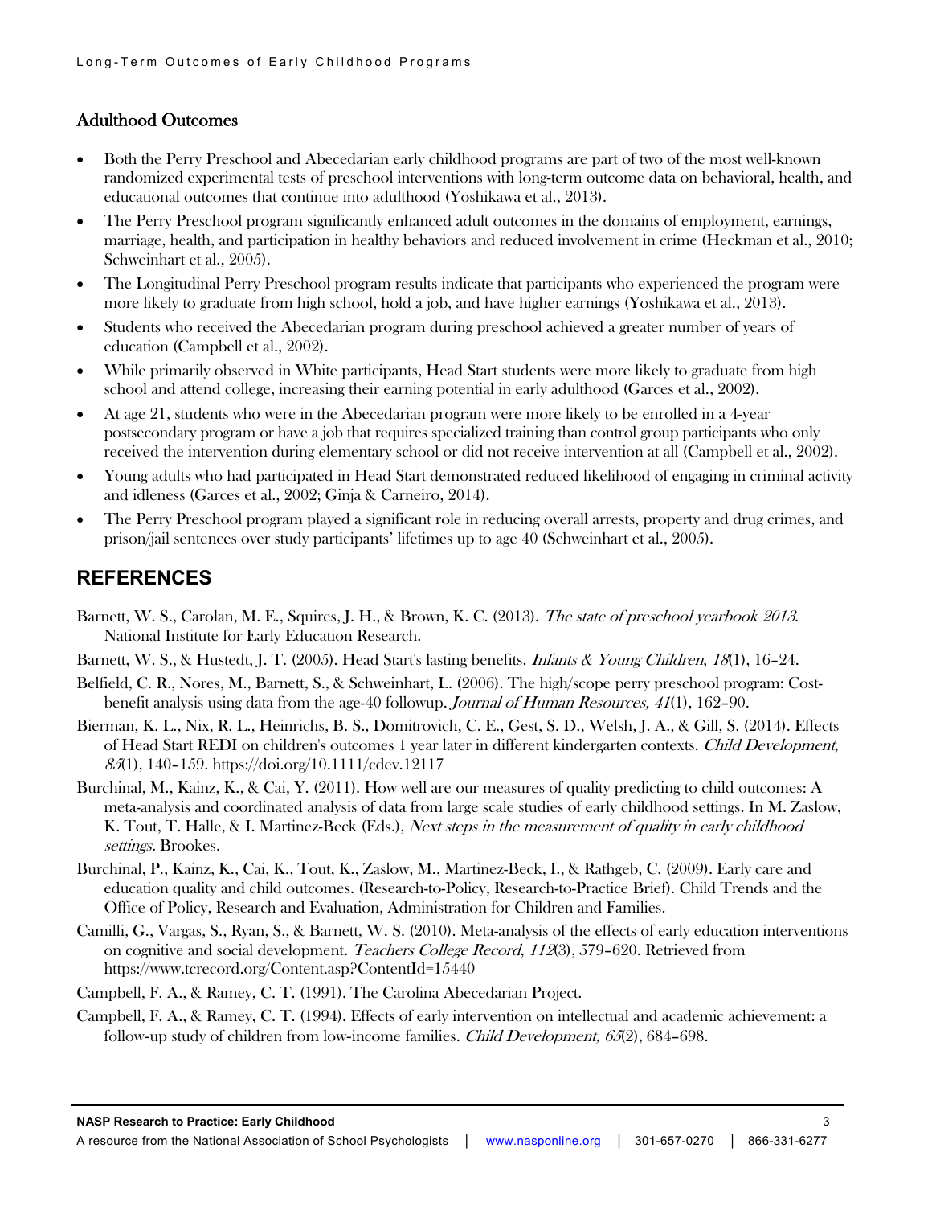## Adulthood Outcomes

- Both the Perry Preschool and Abecedarian early childhood programs are part of two of the most well-known randomized experimental tests of preschool interventions with long-term outcome data on behavioral, health, and educational outcomes that continue into adulthood (Yoshikawa et al., 2013).
- The Perry Preschool program significantly enhanced adult outcomes in the domains of employment, earnings, marriage, health, and participation in healthy behaviors and reduced involvement in crime (Heckman et al., 2010; Schweinhart et al., 2005).
- The Longitudinal Perry Preschool program results indicate that participants who experienced the program were more likely to graduate from high school, hold a job, and have higher earnings (Yoshikawa et al., 2013).
- Students who received the Abecedarian program during preschool achieved a greater number of years of education (Campbell et al., 2002).
- While primarily observed in White participants, Head Start students were more likely to graduate from high school and attend college, increasing their earning potential in early adulthood (Garces et al., 2002).
- At age 21, students who were in the Abecedarian program were more likely to be enrolled in a 4-year postsecondary program or have a job that requires specialized training than control group participants who only received the intervention during elementary school or did not receive intervention at all (Campbell et al., 2002).
- Young adults who had participated in Head Start demonstrated reduced likelihood of engaging in criminal activity and idleness (Garces et al., 2002; Ginja & Carneiro, 2014).
- The Perry Preschool program played a significant role in reducing overall arrests, property and drug crimes, and prison/jail sentences over study participants' lifetimes up to age 40 (Schweinhart et al., 2005).

# REFERENCES

Barnett, W. S., Carolan, M. E., Squires, J. H., & Brown, K. C. (2013). *The state of preschool yearbook 2013*. National Institute for Early Education Research.

Barnett, W. S., & Hustedt, J. T. (2005). Head Start's lasting benefits. *Infants & Young Children, 18*(1), 16–24.

Belfield, C. R., Nores, M., Barnett, S., & Schweinhart, L. (2006). The high/scope perry preschool program: Cost-benefit analysis using data from the age-40 followup. *Journal of Human Resources, 41*(1), 162–90.

Bierman, K. L., Nix, R. L., Heinrichs, B. S., Domitrovich, C. E., Gest, S. D., Welsh, J. A., & Gill, S. (2014). Effects of Head Start REDI on children's outcomes 1 year later in different kindergarten contexts. *Child Development, 85*(1), 140–159. https://doi.org/10.1111/cdev.12117

Burchinal, M., Kainz, K., & Cai, Y. (2011). How well are our measures of quality predicting to child outcomes: A meta-analysis and coordinated analysis of data from large scale studies of early childhood settings. In M. Zaslow, K. Tout, T. Halle, & I. Martinez-Beck (Eds.), *Next steps in the measurement of quality in early childhood settings.* Brookes.

Burchinal, P., Kainz, K., Cai, K., Tout, K., Zaslow, M., Martinez-Beck, I., & Rathgeb, C. (2009). Early care and education quality and child outcomes. (Research-to-Policy, Research-to-Practice Brief). Child Trends and the Office of Policy, Research and Evaluation, Administration for Children and Families.

Camilli, G., Vargas, S., Ryan, S., & Barnett, W. S. (2010). Meta-analysis of the effects of early education interventions on cognitive and social development. *Teachers College Record, 112*(3), 579–620. Retrieved from https://www.tcrecord.org/Content.asp?ContentId=15440

Campbell, F. A., & Ramey, C. T. (1991). The Carolina Abecedarian Project.

Campbell, F. A., & Ramey, C. T. (1994). Effects of early intervention on intellectual and academic achievement: a follow-up study of children from low-income families. *Child Development, 65*(2), 684–698.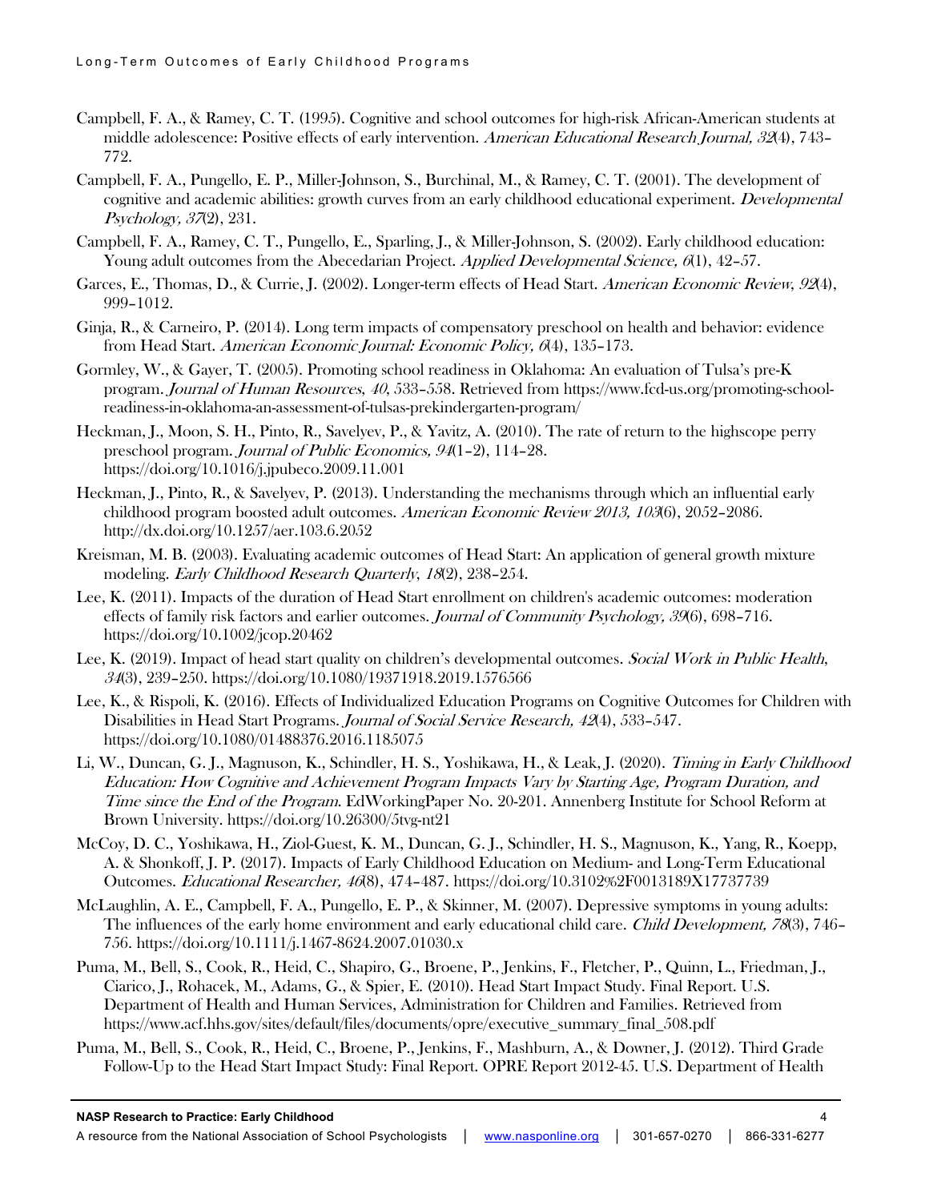Campbell, F. A., & Ramey, C. T. (1995). Cognitive and school outcomes for high-risk African-American students at middle adolescence: Positive effects of early intervention. *American Educational Research Journal, 32*(4), 743–772.

Campbell, F. A., Pungello, E. P., Miller-Johnson, S., Burchinal, M., & Ramey, C. T. (2001). The development of cognitive and academic abilities: growth curves from an early childhood educational experiment. *Developmental Psychology, 37*(2), 231.

Campbell, F. A., Ramey, C. T., Pungello, E., Sparling, J., & Miller-Johnson, S. (2002). Early childhood education: Young adult outcomes from the Abecedarian Project. *Applied Developmental Science, 6*(1), 42–57.

Garces, E., Thomas, D., & Currie, J. (2002). Longer-term effects of Head Start. *American Economic Review, 92*(4), 999–1012.

Ginja, R., & Carneiro, P. (2014). Long term impacts of compensatory preschool on health and behavior: evidence from Head Start. *American Economic Journal: Economic Policy, 6*(4), 135–173.

Gormley, W., & Gayer, T. (2005). Promoting school readiness in Oklahoma: An evaluation of Tulsa's pre-K program. *Journal of Human Resources, 40*, 533–558. Retrieved from https://www.fcd-us.org/promoting-school-readiness-in-oklahoma-an-assessment-of-tulsas-prekindergarten-program/

Heckman, J., Moon, S. H., Pinto, R., Savelyev, P., & Yavitz, A. (2010). The rate of return to the highscope perry preschool program. *Journal of Public Economics, 94*(1–2), 114–28. https://doi.org/10.1016/j.jpubeco.2009.11.001

Heckman, J., Pinto, R., & Savelyev, P. (2013). Understanding the mechanisms through which an influential early childhood program boosted adult outcomes. *American Economic Review 2013, 103*(6), 2052–2086. http://dx.doi.org/10.1257/aer.103.6.2052

Kreisman, M. B. (2003). Evaluating academic outcomes of Head Start: An application of general growth mixture modeling. *Early Childhood Research Quarterly, 18*(2), 238–254.

Lee, K. (2011). Impacts of the duration of Head Start enrollment on children's academic outcomes: moderation effects of family risk factors and earlier outcomes. *Journal of Community Psychology, 39*(6), 698–716. https://doi.org/10.1002/jcop.20462

Lee, K. (2019). Impact of head start quality on children's developmental outcomes. *Social Work in Public Health, 34*(3), 239–250. https://doi.org/10.1080/19371918.2019.1576566

Lee, K., & Rispoli, K. (2016). Effects of Individualized Education Programs on Cognitive Outcomes for Children with Disabilities in Head Start Programs. *Journal of Social Service Research, 42*(4), 533–547. https://doi.org/10.1080/01488376.2016.1185075

Li, W., Duncan, G. J., Magnuson, K., Schindler, H. S., Yoshikawa, H., & Leak, J. (2020). *Timing in Early Childhood Education: How Cognitive and Achievement Program Impacts Vary by Starting Age, Program Duration, and Time since the End of the Program*. EdWorkingPaper No. 20-201. Annenberg Institute for School Reform at Brown University. https://doi.org/10.26300/5tvg-nt21

McCoy, D. C., Yoshikawa, H., Ziol-Guest, K. M., Duncan, G. J., Schindler, H. S., Magnuson, K., Yang, R., Koepp, A. & Shonkoff, J. P. (2017). Impacts of Early Childhood Education on Medium- and Long-Term Educational Outcomes. *Educational Researcher, 46*(8), 474–487. https://doi.org/10.3102%2F0013189X17737739

McLaughlin, A. E., Campbell, F. A., Pungello, E. P., & Skinner, M. (2007). Depressive symptoms in young adults: The influences of the early home environment and early educational child care. *Child Development, 78*(3), 746–756. https://doi.org/10.1111/j.1467-8624.2007.01030.x

Puma, M., Bell, S., Cook, R., Heid, C., Shapiro, G., Broene, P., Jenkins, F., Fletcher, P., Quinn, L., Friedman, J., Ciarico, J., Rohacek, M., Adams, G., & Spier, E. (2010). Head Start Impact Study. Final Report. U.S. Department of Health and Human Services, Administration for Children and Families. Retrieved from https://www.acf.hhs.gov/sites/default/files/documents/opre/executive_summary_final_508.pdf

Puma, M., Bell, S., Cook, R., Heid, C., Broene, P., Jenkins, F., Mashburn, A., & Downer, J. (2012). Third Grade Follow-Up to the Head Start Impact Study: Final Report. OPRE Report 2012-45. U.S. Department of Health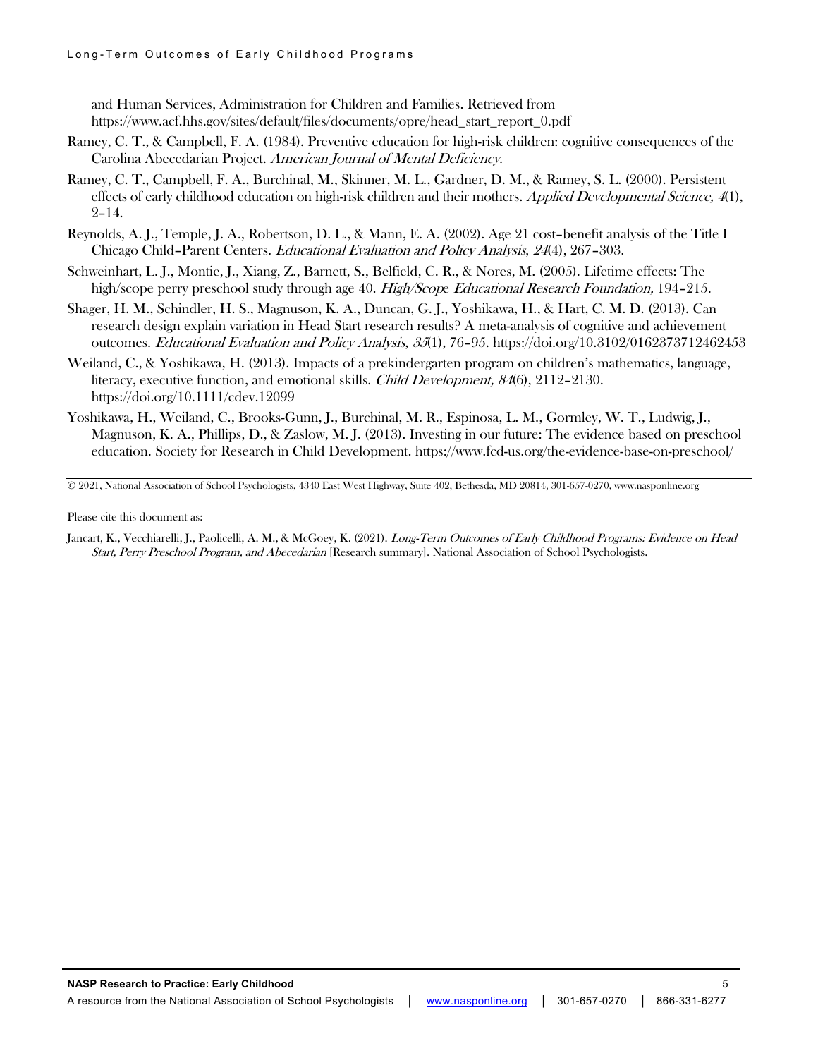and Human Services, Administration for Children and Families. Retrieved from https://www.acf.hhs.gov/sites/default/files/documents/opre/head_start_report_0.pdf

Ramey, C. T., & Campbell, F. A. (1984). Preventive education for high-risk children: cognitive consequences of the Carolina Abecedarian Project. *American Journal of Mental Deficiency*.

Ramey, C. T., Campbell, F. A., Burchinal, M., Skinner, M. L., Gardner, D. M., & Ramey, S. L. (2000). Persistent effects of early childhood education on high-risk children and their mothers. *Applied Developmental Science, 4*(1), 2–14.

Reynolds, A. J., Temple, J. A., Robertson, D. L., & Mann, E. A. (2002). Age 21 cost–benefit analysis of the Title I Chicago Child–Parent Centers. *Educational Evaluation and Policy Analysis*, *24*(4), 267–303.

Schweinhart, L. J., Montie, J., Xiang, Z., Barnett, S., Belfield, C. R., & Nores, M. (2005). Lifetime effects: The high/scope perry preschool study through age 40. *High/Scope Educational Research Foundation,* 194–215.

Shager, H. M., Schindler, H. S., Magnuson, K. A., Duncan, G. J., Yoshikawa, H., & Hart, C. M. D. (2013). Can research design explain variation in Head Start research results? A meta-analysis of cognitive and achievement outcomes. *Educational Evaluation and Policy Analysis*, *35*(1), 76–95. https://doi.org/10.3102/0162373712462453

Weiland, C., & Yoshikawa, H. (2013). Impacts of a prekindergarten program on children's mathematics, language, literacy, executive function, and emotional skills. *Child Development, 84*(6), 2112–2130. https://doi.org/10.1111/cdev.12099

Yoshikawa, H., Weiland, C., Brooks-Gunn, J., Burchinal, M. R., Espinosa, L. M., Gormley, W. T., Ludwig, J., Magnuson, K. A., Phillips, D., & Zaslow, M. J. (2013). Investing in our future: The evidence based on preschool education. Society for Research in Child Development. https://www.fcd-us.org/the-evidence-base-on-preschool/

---

© 2021, National Association of School Psychologists, 4340 East West Highway, Suite 402, Bethesda, MD 20814, 301-657-0270, www.nasponline.org

Please cite this document as:

Jancart, K., Vecchiarelli, J., Paolicelli, A. M., & McGoey, K. (2021). *Long-Term Outcomes of Early Childhood Programs: Evidence on Head Start, Perry Preschool Program, and Abecedarian* [Research summary]. National Association of School Psychologists.